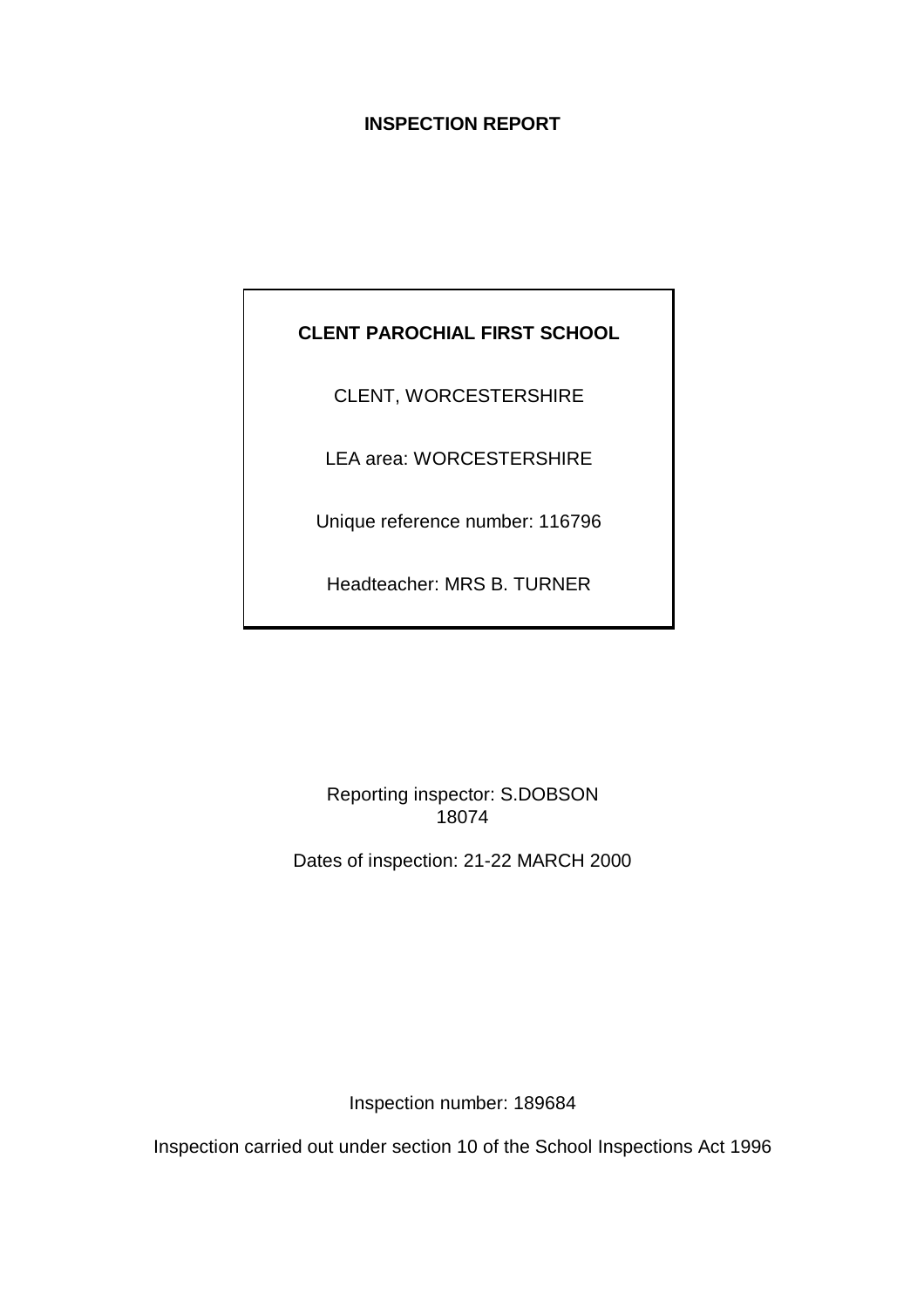# INSPECTION REPORT

**CLENT PAROCHIAL FIRST SCHOOL**

CLENT, WORCESTERSHIRE

LEA area: WORCESTERSHIRE

Unique reference number: 116796

Headteacher: MRS B. TURNER

Reporting inspector: S.DOBSON
18074

Dates of inspection: 21-22 MARCH 2000

Inspection number: 189684

Inspection carried out under section 10 of the School Inspections Act 1996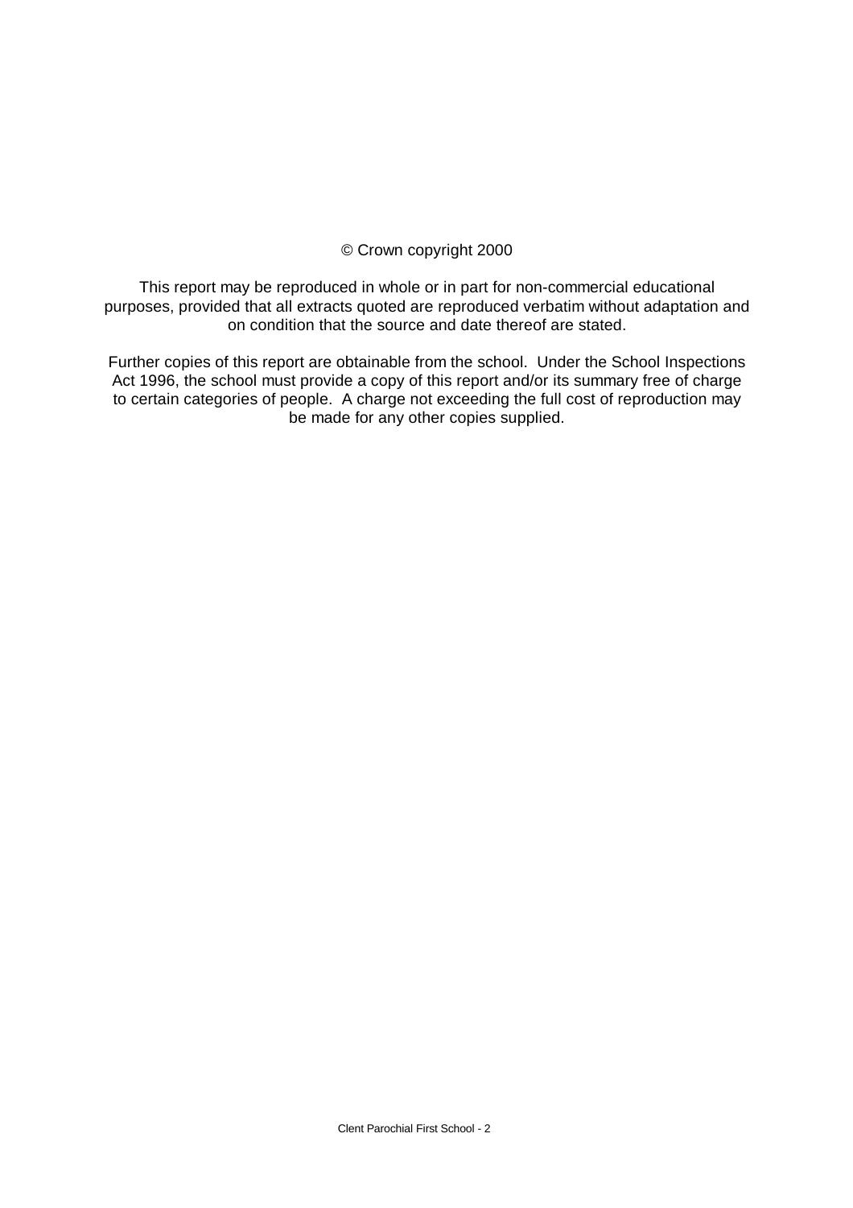© Crown copyright 2000

This report may be reproduced in whole or in part for non-commercial educational purposes, provided that all extracts quoted are reproduced verbatim without adaptation and on condition that the source and date thereof are stated.

Further copies of this report are obtainable from the school. Under the School Inspections Act 1996, the school must provide a copy of this report and/or its summary free of charge to certain categories of people. A charge not exceeding the full cost of reproduction may be made for any other copies supplied.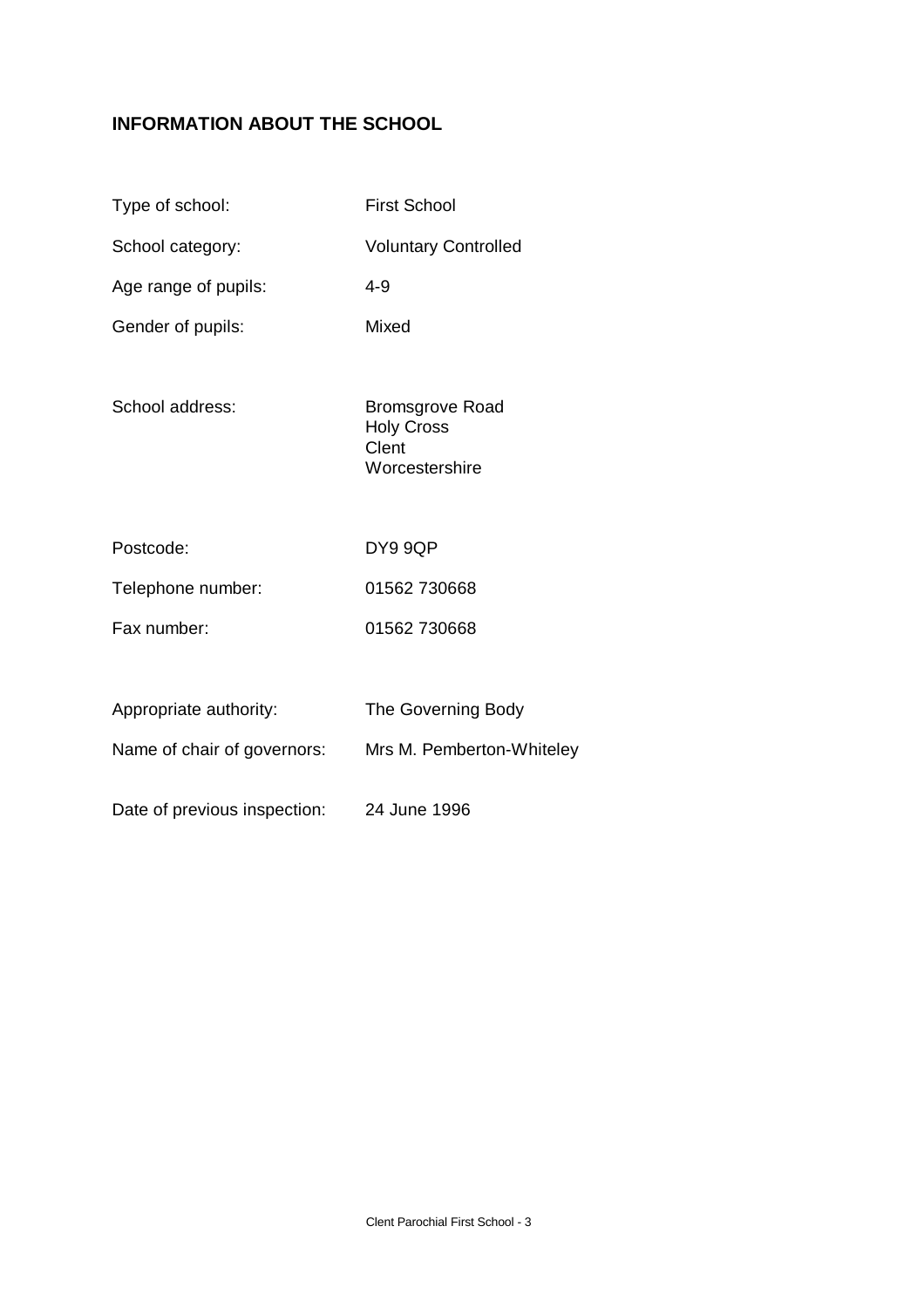## INFORMATION ABOUT THE SCHOOL

| | |
|---|---|
| Type of school: | First School |
| School category: | Voluntary Controlled |
| Age range of pupils: | 4-9 |
| Gender of pupils: | Mixed |
| School address: | Bromsgrove Road<br>Holy Cross<br>Clent<br>Worcestershire |
| Postcode: | DY9 9QP |
| Telephone number: | 01562 730668 |
| Fax number: | 01562 730668 |
| Appropriate authority: | The Governing Body |
| Name of chair of governors: | Mrs M. Pemberton-Whiteley |
| Date of previous inspection: | 24 June 1996 |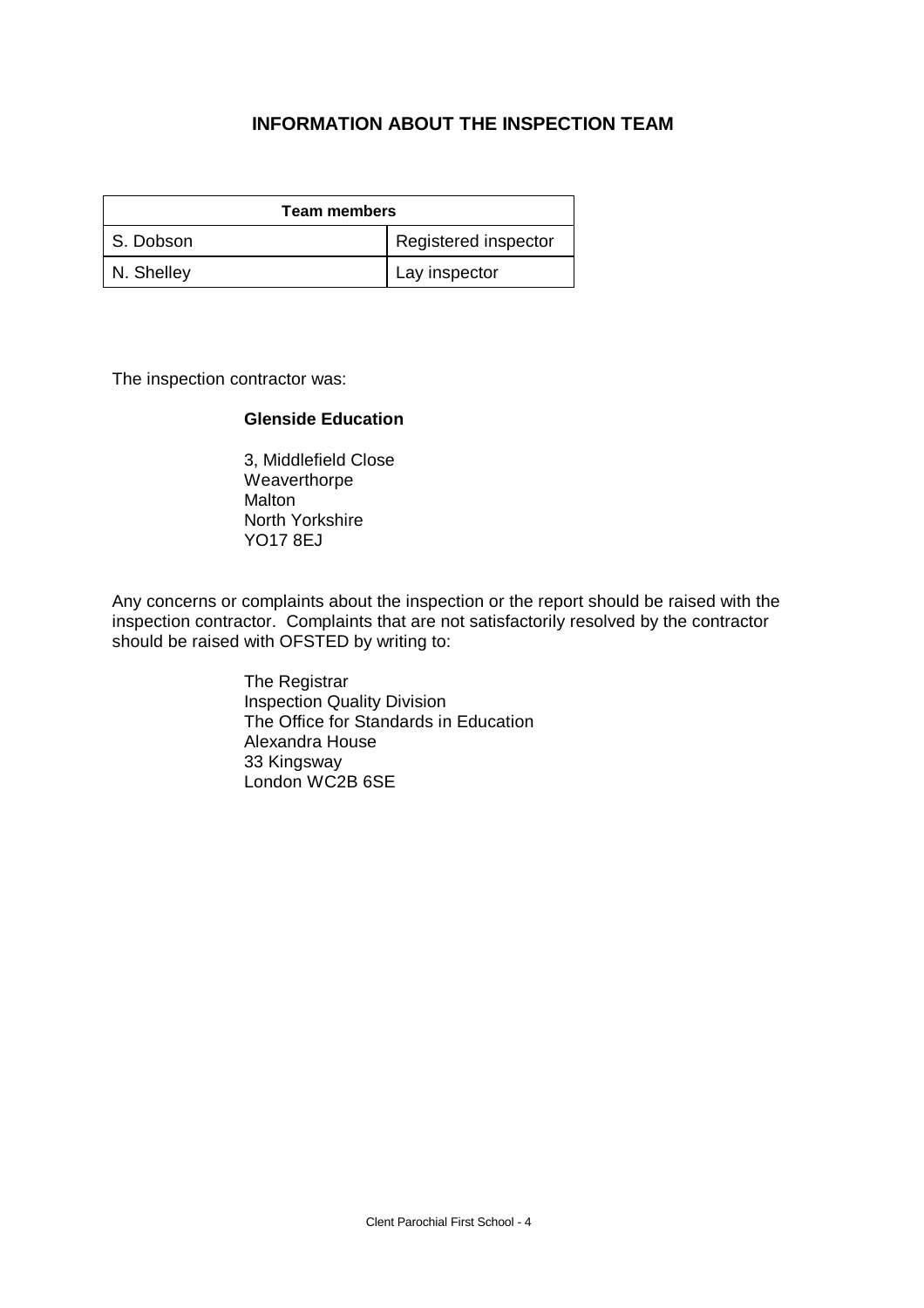## INFORMATION ABOUT THE INSPECTION TEAM

| Team members | |
|---|---|
| S. Dobson | Registered inspector |
| N. Shelley | Lay inspector |

The inspection contractor was:

**Glenside Education**

3, Middlefield Close
Weaverthorpe
Malton
North Yorkshire
YO17 8EJ

Any concerns or complaints about the inspection or the report should be raised with the inspection contractor. Complaints that are not satisfactorily resolved by the contractor should be raised with OFSTED by writing to:

The Registrar
Inspection Quality Division
The Office for Standards in Education
Alexandra House
33 Kingsway
London WC2B 6SE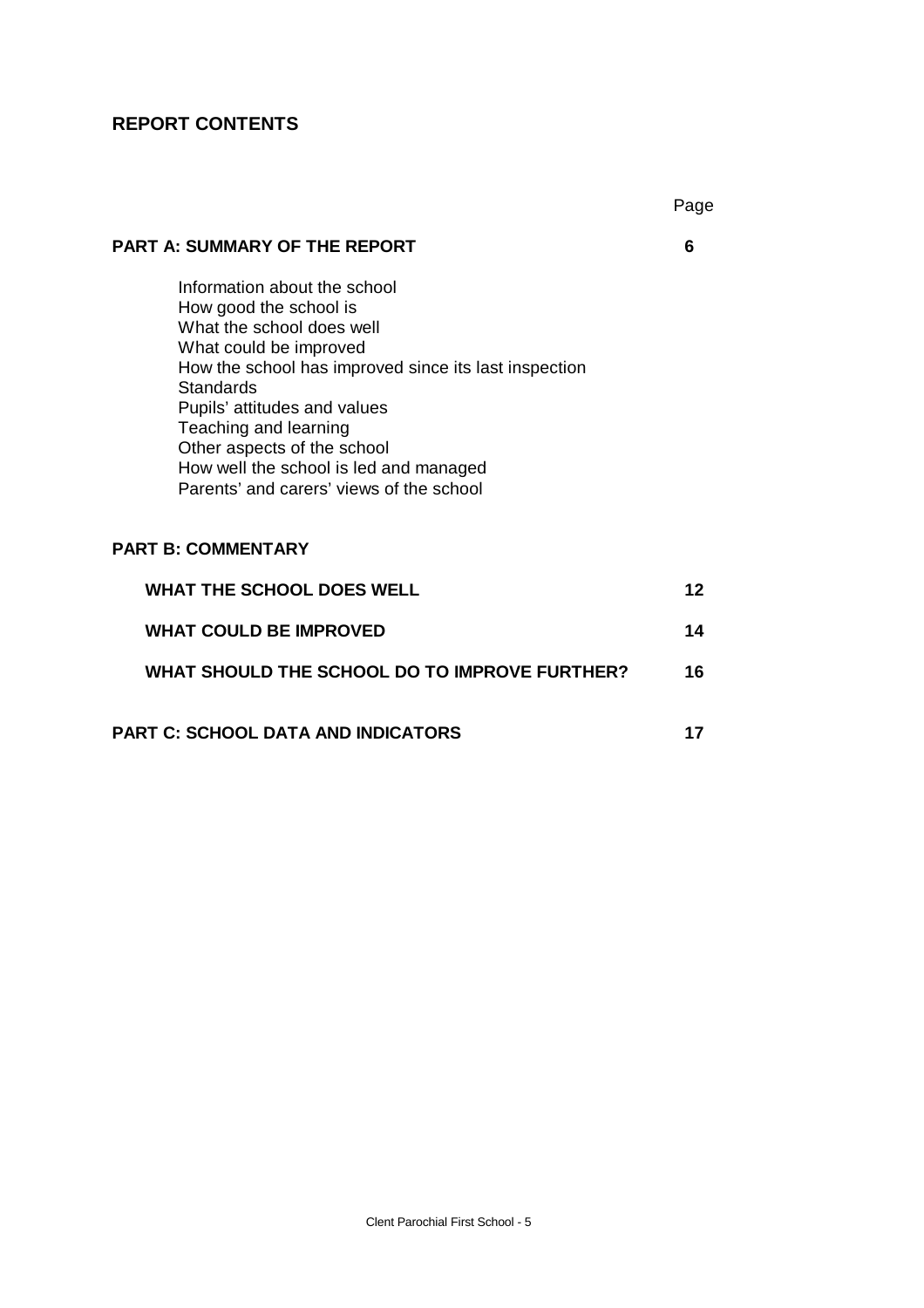## REPORT CONTENTS

| | Page |
|---|---|
| **PART A: SUMMARY OF THE REPORT** | **6** |
| Information about the school<br>How good the school is<br>What the school does well<br>What could be improved<br>How the school has improved since its last inspection<br>Standards<br>Pupils' attitudes and values<br>Teaching and learning<br>Other aspects of the school<br>How well the school is led and managed<br>Parents' and carers' views of the school | |
| **PART B: COMMENTARY** | |
| **WHAT THE SCHOOL DOES WELL** | **12** |
| **WHAT COULD BE IMPROVED** | **14** |
| **WHAT SHOULD THE SCHOOL DO TO IMPROVE FURTHER?** | **16** |
| **PART C: SCHOOL DATA AND INDICATORS** | **17** |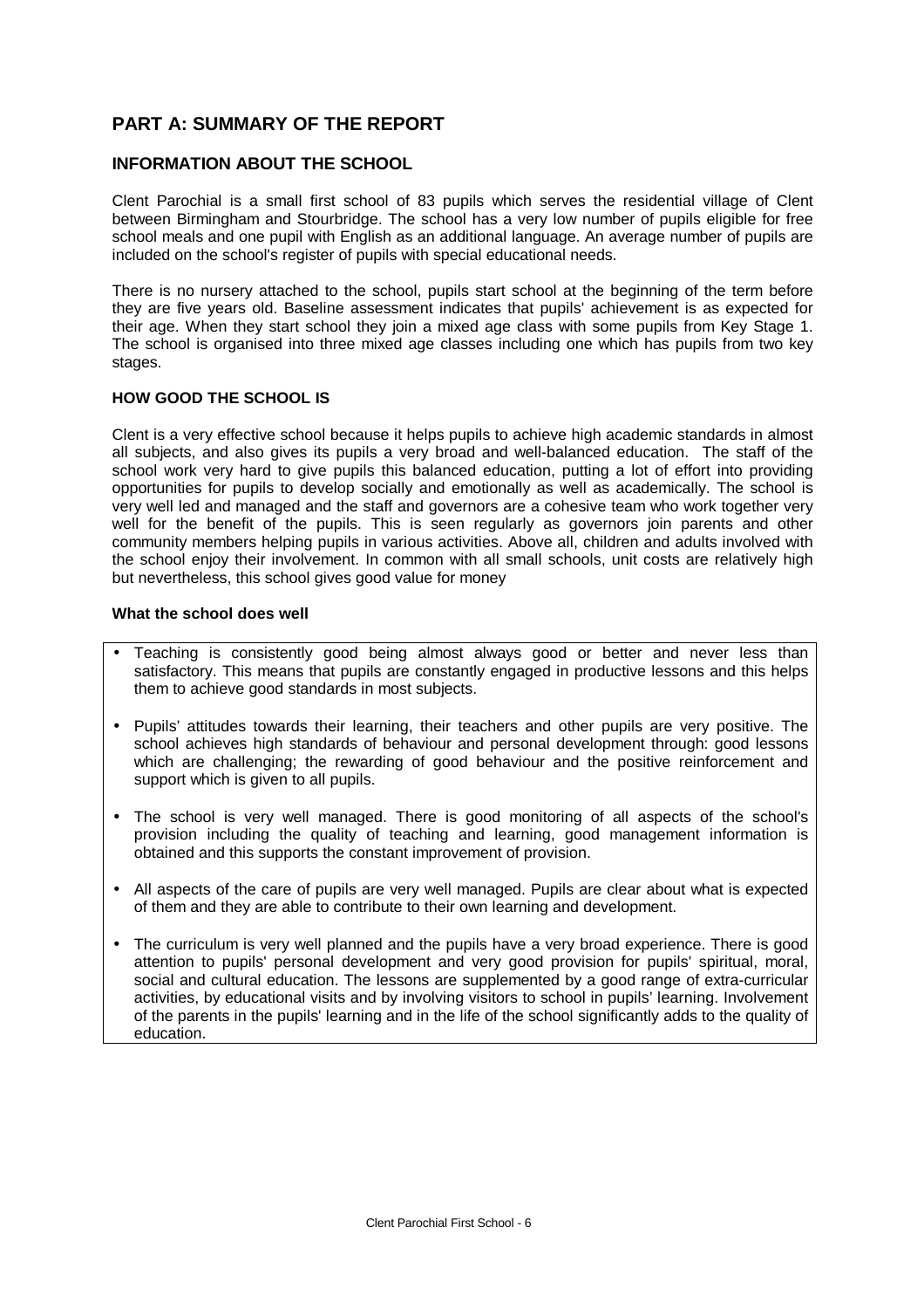# PART A: SUMMARY OF THE REPORT

## INFORMATION ABOUT THE SCHOOL

Clent Parochial is a small first school of 83 pupils which serves the residential village of Clent between Birmingham and Stourbridge. The school has a very low number of pupils eligible for free school meals and one pupil with English as an additional language. An average number of pupils are included on the school's register of pupils with special educational needs.

There is no nursery attached to the school, pupils start school at the beginning of the term before they are five years old. Baseline assessment indicates that pupils' achievement is as expected for their age. When they start school they join a mixed age class with some pupils from Key Stage 1. The school is organised into three mixed age classes including one which has pupils from two key stages.

### HOW GOOD THE SCHOOL IS

Clent is a very effective school because it helps pupils to achieve high academic standards in almost all subjects, and also gives its pupils a very broad and well-balanced education. The staff of the school work very hard to give pupils this balanced education, putting a lot of effort into providing opportunities for pupils to develop socially and emotionally as well as academically. The school is very well led and managed and the staff and governors are a cohesive team who work together very well for the benefit of the pupils. This is seen regularly as governors join parents and other community members helping pupils in various activities. Above all, children and adults involved with the school enjoy their involvement. In common with all small schools, unit costs are relatively high but nevertheless, this school gives good value for money

**What the school does well**

- Teaching is consistently good being almost always good or better and never less than satisfactory. This means that pupils are constantly engaged in productive lessons and this helps them to achieve good standards in most subjects.
- Pupils' attitudes towards their learning, their teachers and other pupils are very positive. The school achieves high standards of behaviour and personal development through: good lessons which are challenging; the rewarding of good behaviour and the positive reinforcement and support which is given to all pupils.
- The school is very well managed. There is good monitoring of all aspects of the school's provision including the quality of teaching and learning, good management information is obtained and this supports the constant improvement of provision.
- All aspects of the care of pupils are very well managed. Pupils are clear about what is expected of them and they are able to contribute to their own learning and development.
- The curriculum is very well planned and the pupils have a very broad experience. There is good attention to pupils' personal development and very good provision for pupils' spiritual, moral, social and cultural education. The lessons are supplemented by a good range of extra-curricular activities, by educational visits and by involving visitors to school in pupils' learning. Involvement of the parents in the pupils' learning and in the life of the school significantly adds to the quality of education.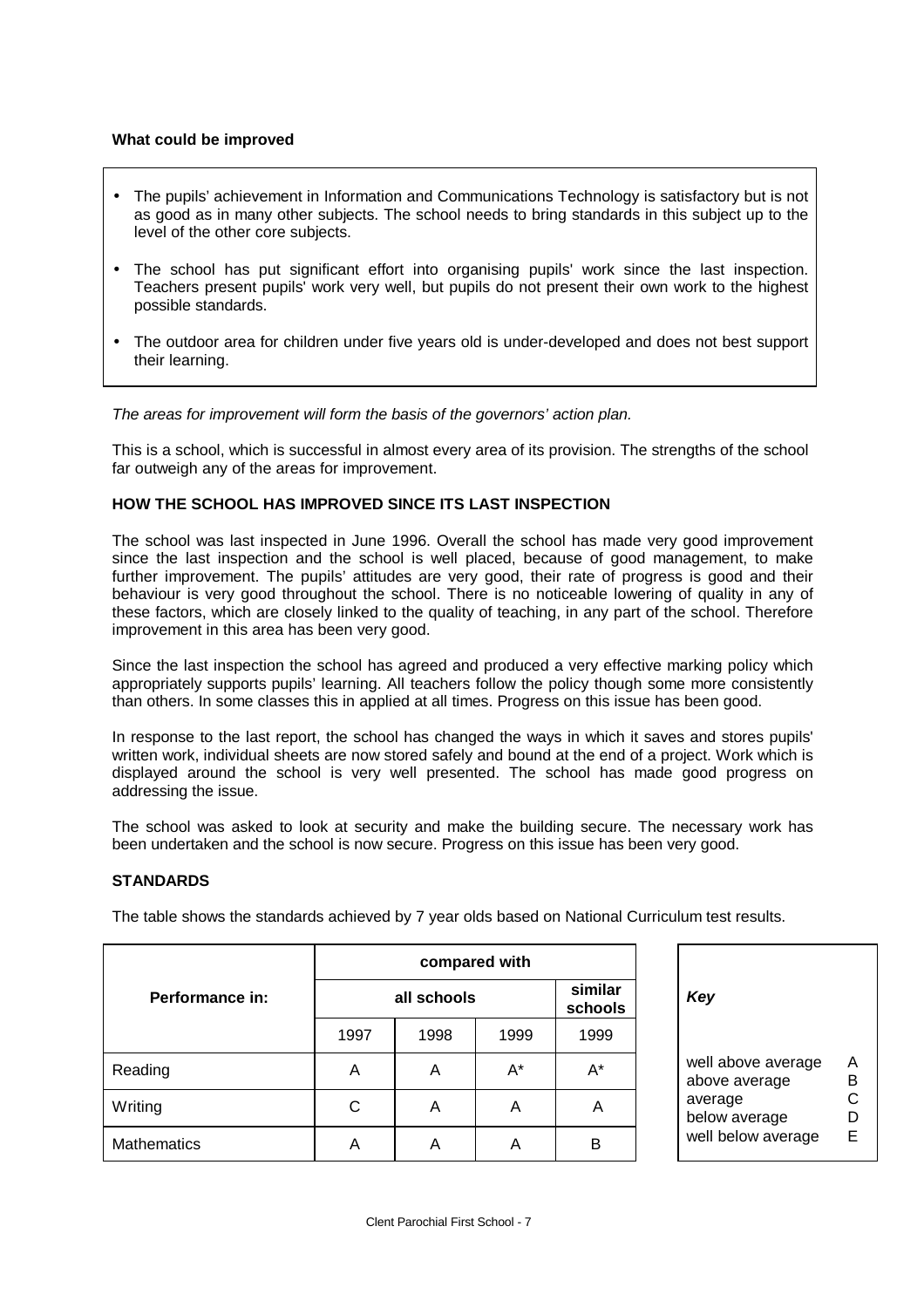**What could be improved**

- The pupils' achievement in Information and Communications Technology is satisfactory but is not as good as in many other subjects. The school needs to bring standards in this subject up to the level of the other core subjects.
- The school has put significant effort into organising pupils' work since the last inspection. Teachers present pupils' work very well, but pupils do not present their own work to the highest possible standards.
- The outdoor area for children under five years old is under-developed and does not best support their learning.

*The areas for improvement will form the basis of the governors' action plan.*

This is a school, which is successful in almost every area of its provision. The strengths of the school far outweigh any of the areas for improvement.

**HOW THE SCHOOL HAS IMPROVED SINCE ITS LAST INSPECTION**

The school was last inspected in June 1996. Overall the school has made very good improvement since the last inspection and the school is well placed, because of good management, to make further improvement. The pupils' attitudes are very good, their rate of progress is good and their behaviour is very good throughout the school. There is no noticeable lowering of quality in any of these factors, which are closely linked to the quality of teaching, in any part of the school. Therefore improvement in this area has been very good.

Since the last inspection the school has agreed and produced a very effective marking policy which appropriately supports pupils' learning. All teachers follow the policy though some more consistently than others. In some classes this in applied at all times. Progress on this issue has been good.

In response to the last report, the school has changed the ways in which it saves and stores pupils' written work, individual sheets are now stored safely and bound at the end of a project. Work which is displayed around the school is very well presented. The school has made good progress on addressing the issue.

The school was asked to look at security and make the building secure. The necessary work has been undertaken and the school is now secure. Progress on this issue has been very good.

**STANDARDS**

The table shows the standards achieved by 7 year olds based on National Curriculum test results.

| Performance in: | compared with | | | |
|---|---|---|---|---|
| | all schools | | | similar schools |
| | 1997 | 1998 | 1999 | 1999 |
| Reading | A | A | A* | A* |
| Writing | C | A | A | A |
| Mathematics | A | A | A | B |

| *Key* | |
|---|---|
| well above average | A |
| above average | B |
| average | C |
| below average | D |
| well below average | E |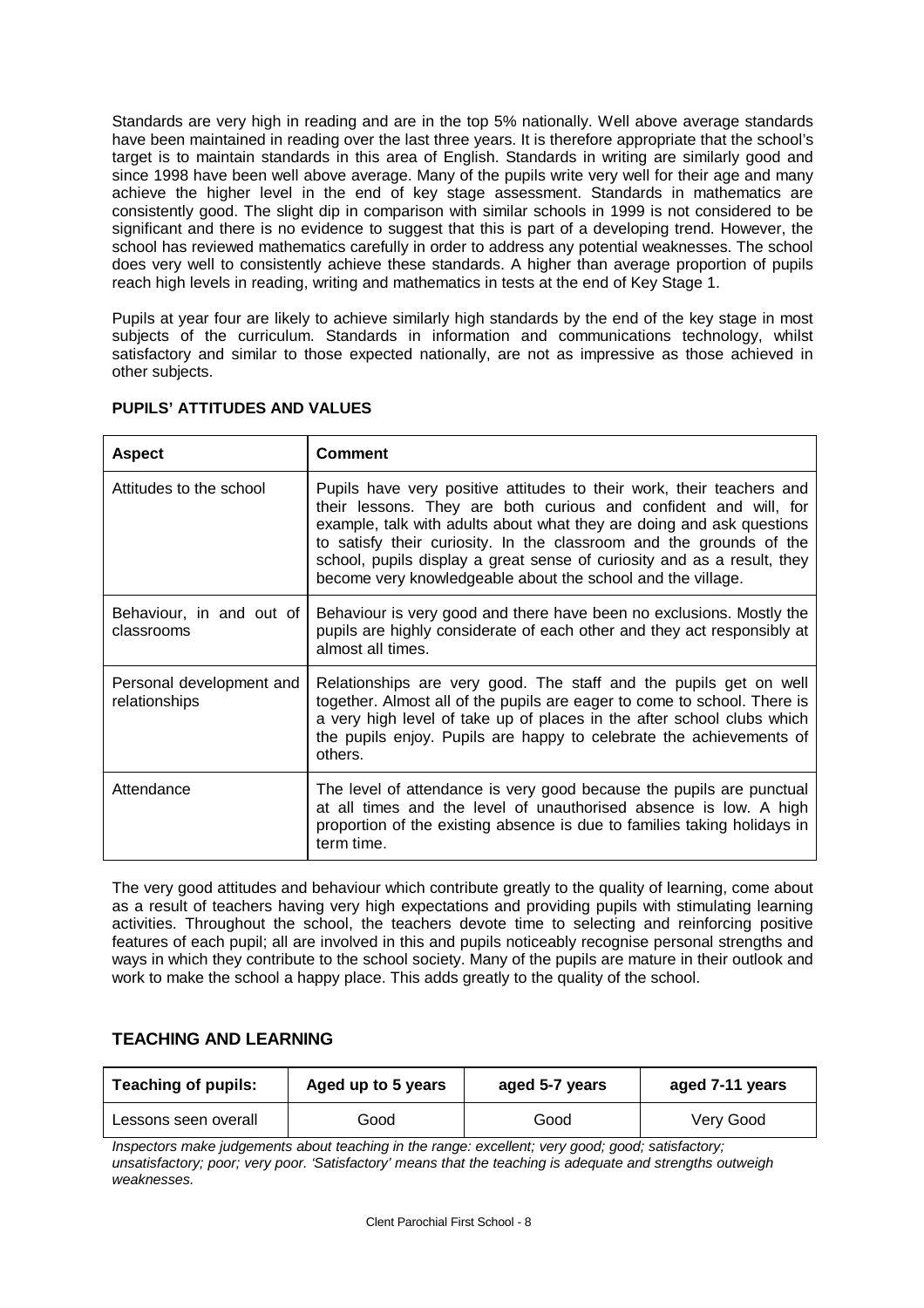Standards are very high in reading and are in the top 5% nationally. Well above average standards have been maintained in reading over the last three years. It is therefore appropriate that the school's target is to maintain standards in this area of English. Standards in writing are similarly good and since 1998 have been well above average. Many of the pupils write very well for their age and many achieve the higher level in the end of key stage assessment. Standards in mathematics are consistently good. The slight dip in comparison with similar schools in 1999 is not considered to be significant and there is no evidence to suggest that this is part of a developing trend. However, the school has reviewed mathematics carefully in order to address any potential weaknesses. The school does very well to consistently achieve these standards. A higher than average proportion of pupils reach high levels in reading, writing and mathematics in tests at the end of Key Stage 1.

Pupils at year four are likely to achieve similarly high standards by the end of the key stage in most subjects of the curriculum. Standards in information and communications technology, whilst satisfactory and similar to those expected nationally, are not as impressive as those achieved in other subjects.

**PUPILS' ATTITUDES AND VALUES**

| Aspect | Comment |
|---|---|
| Attitudes to the school | Pupils have very positive attitudes to their work, their teachers and their lessons. They are both curious and confident and will, for example, talk with adults about what they are doing and ask questions to satisfy their curiosity. In the classroom and the grounds of the school, pupils display a great sense of curiosity and as a result, they become very knowledgeable about the school and the village. |
| Behaviour, in and out of classrooms | Behaviour is very good and there have been no exclusions. Mostly the pupils are highly considerate of each other and they act responsibly at almost all times. |
| Personal development and relationships | Relationships are very good. The staff and the pupils get on well together. Almost all of the pupils are eager to come to school. There is a very high level of take up of places in the after school clubs which the pupils enjoy. Pupils are happy to celebrate the achievements of others. |
| Attendance | The level of attendance is very good because the pupils are punctual at all times and the level of unauthorised absence is low. A high proportion of the existing absence is due to families taking holidays in term time. |

The very good attitudes and behaviour which contribute greatly to the quality of learning, come about as a result of teachers having very high expectations and providing pupils with stimulating learning activities. Throughout the school, the teachers devote time to selecting and reinforcing positive features of each pupil; all are involved in this and pupils noticeably recognise personal strengths and ways in which they contribute to the school society. Many of the pupils are mature in their outlook and work to make the school a happy place. This adds greatly to the quality of the school.

## TEACHING AND LEARNING

| Teaching of pupils: | Aged up to 5 years | aged 5-7 years | aged 7-11 years |
|---|---|---|---|
| Lessons seen overall | Good | Good | Very Good |

*Inspectors make judgements about teaching in the range: excellent; very good; good; satisfactory; unsatisfactory; poor; very poor. 'Satisfactory' means that the teaching is adequate and strengths outweigh weaknesses.*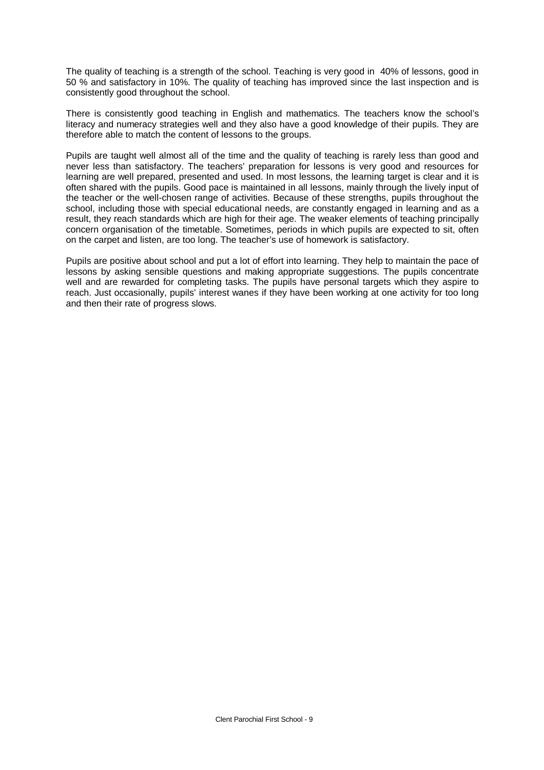The quality of teaching is a strength of the school. Teaching is very good in 40% of lessons, good in 50 % and satisfactory in 10%. The quality of teaching has improved since the last inspection and is consistently good throughout the school.

There is consistently good teaching in English and mathematics. The teachers know the school's literacy and numeracy strategies well and they also have a good knowledge of their pupils. They are therefore able to match the content of lessons to the groups.

Pupils are taught well almost all of the time and the quality of teaching is rarely less than good and never less than satisfactory. The teachers' preparation for lessons is very good and resources for learning are well prepared, presented and used. In most lessons, the learning target is clear and it is often shared with the pupils. Good pace is maintained in all lessons, mainly through the lively input of the teacher or the well-chosen range of activities. Because of these strengths, pupils throughout the school, including those with special educational needs, are constantly engaged in learning and as a result, they reach standards which are high for their age. The weaker elements of teaching principally concern organisation of the timetable. Sometimes, periods in which pupils are expected to sit, often on the carpet and listen, are too long. The teacher's use of homework is satisfactory.

Pupils are positive about school and put a lot of effort into learning. They help to maintain the pace of lessons by asking sensible questions and making appropriate suggestions. The pupils concentrate well and are rewarded for completing tasks. The pupils have personal targets which they aspire to reach. Just occasionally, pupils' interest wanes if they have been working at one activity for too long and then their rate of progress slows.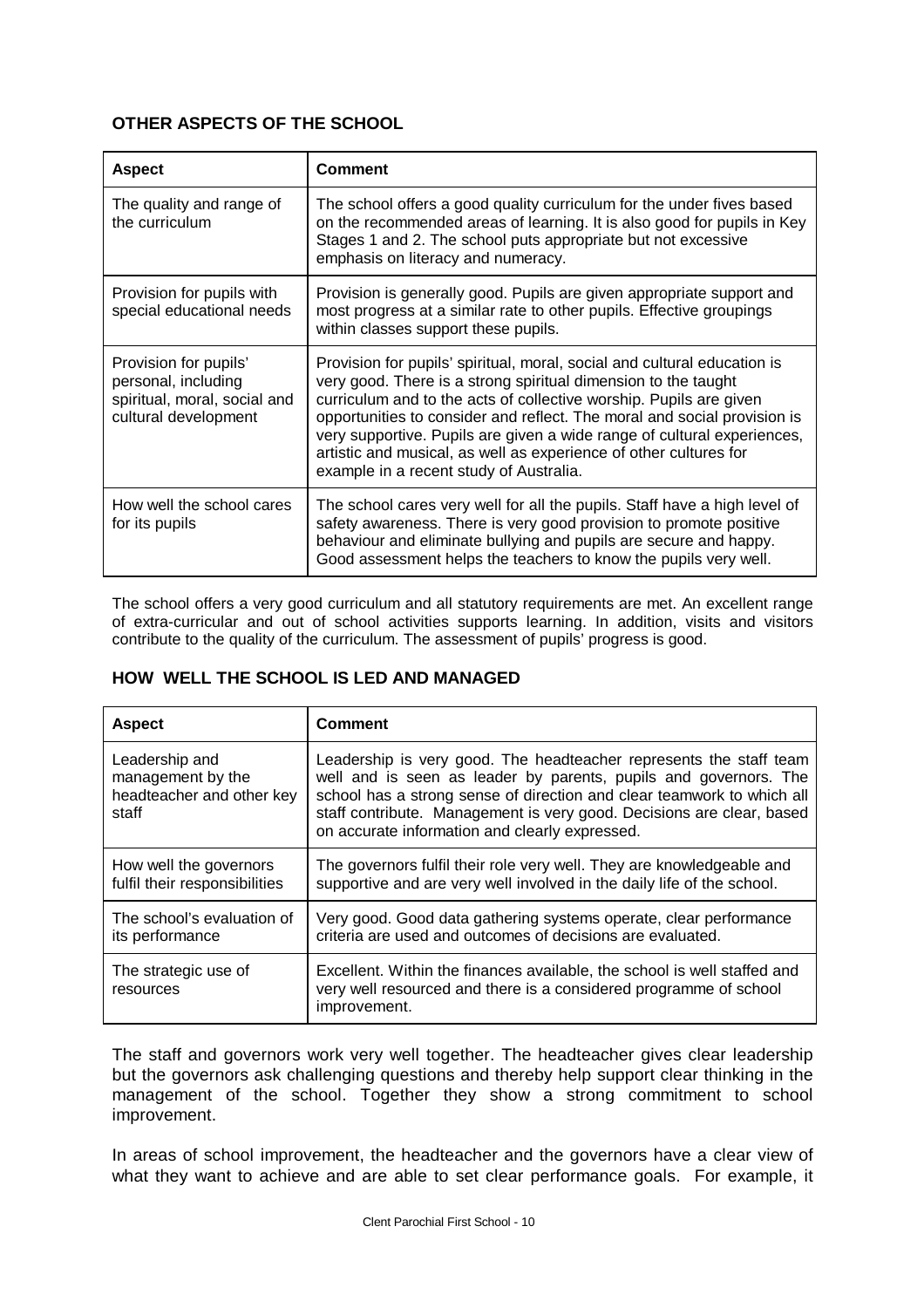### OTHER ASPECTS OF THE SCHOOL

| Aspect | Comment |
|---|---|
| The quality and range of the curriculum | The school offers a good quality curriculum for the under fives based on the recommended areas of learning. It is also good for pupils in Key Stages 1 and 2. The school puts appropriate but not excessive emphasis on literacy and numeracy. |
| Provision for pupils with special educational needs | Provision is generally good. Pupils are given appropriate support and most progress at a similar rate to other pupils. Effective groupings within classes support these pupils. |
| Provision for pupils' personal, including spiritual, moral, social and cultural development | Provision for pupils' spiritual, moral, social and cultural education is very good. There is a strong spiritual dimension to the taught curriculum and to the acts of collective worship. Pupils are given opportunities to consider and reflect. The moral and social provision is very supportive. Pupils are given a wide range of cultural experiences, artistic and musical, as well as experience of other cultures for example in a recent study of Australia. |
| How well the school cares for its pupils | The school cares very well for all the pupils. Staff have a high level of safety awareness. There is very good provision to promote positive behaviour and eliminate bullying and pupils are secure and happy. Good assessment helps the teachers to know the pupils very well. |

The school offers a very good curriculum and all statutory requirements are met. An excellent range of extra-curricular and out of school activities supports learning. In addition, visits and visitors contribute to the quality of the curriculum. The assessment of pupils' progress is good.

### HOW WELL THE SCHOOL IS LED AND MANAGED

| Aspect | Comment |
|---|---|
| Leadership and management by the headteacher and other key staff | Leadership is very good. The headteacher represents the staff team well and is seen as leader by parents, pupils and governors. The school has a strong sense of direction and clear teamwork to which all staff contribute. Management is very good. Decisions are clear, based on accurate information and clearly expressed. |
| How well the governors fulfil their responsibilities | The governors fulfil their role very well. They are knowledgeable and supportive and are very well involved in the daily life of the school. |
| The school's evaluation of its performance | Very good. Good data gathering systems operate, clear performance criteria are used and outcomes of decisions are evaluated. |
| The strategic use of resources | Excellent. Within the finances available, the school is well staffed and very well resourced and there is a considered programme of school improvement. |

The staff and governors work very well together. The headteacher gives clear leadership but the governors ask challenging questions and thereby help support clear thinking in the management of the school. Together they show a strong commitment to school improvement.

In areas of school improvement, the headteacher and the governors have a clear view of what they want to achieve and are able to set clear performance goals. For example, it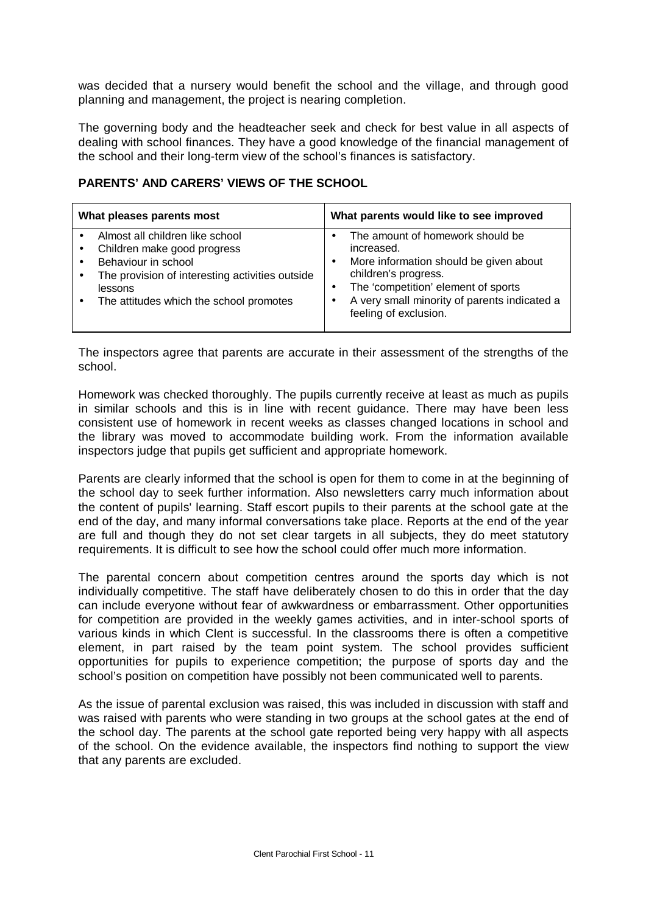was decided that a nursery would benefit the school and the village, and through good planning and management, the project is nearing completion.

The governing body and the headteacher seek and check for best value in all aspects of dealing with school finances. They have a good knowledge of the financial management of the school and their long-term view of the school's finances is satisfactory.

## PARENTS' AND CARERS' VIEWS OF THE SCHOOL

| What pleases parents most | What parents would like to see improved |
|---|---|
| • Almost all children like school<br>• Children make good progress<br>• Behaviour in school<br>• The provision of interesting activities outside lessons<br>• The attitudes which the school promotes | • The amount of homework should be increased.<br>• More information should be given about children's progress.<br>• The 'competition' element of sports<br>• A very small minority of parents indicated a feeling of exclusion. |

The inspectors agree that parents are accurate in their assessment of the strengths of the school.

Homework was checked thoroughly. The pupils currently receive at least as much as pupils in similar schools and this is in line with recent guidance. There may have been less consistent use of homework in recent weeks as classes changed locations in school and the library was moved to accommodate building work. From the information available inspectors judge that pupils get sufficient and appropriate homework.

Parents are clearly informed that the school is open for them to come in at the beginning of the school day to seek further information. Also newsletters carry much information about the content of pupils' learning. Staff escort pupils to their parents at the school gate at the end of the day, and many informal conversations take place. Reports at the end of the year are full and though they do not set clear targets in all subjects, they do meet statutory requirements. It is difficult to see how the school could offer much more information.

The parental concern about competition centres around the sports day which is not individually competitive. The staff have deliberately chosen to do this in order that the day can include everyone without fear of awkwardness or embarrassment. Other opportunities for competition are provided in the weekly games activities, and in inter-school sports of various kinds in which Clent is successful. In the classrooms there is often a competitive element, in part raised by the team point system. The school provides sufficient opportunities for pupils to experience competition; the purpose of sports day and the school's position on competition have possibly not been communicated well to parents.

As the issue of parental exclusion was raised, this was included in discussion with staff and was raised with parents who were standing in two groups at the school gates at the end of the school day. The parents at the school gate reported being very happy with all aspects of the school. On the evidence available, the inspectors find nothing to support the view that any parents are excluded.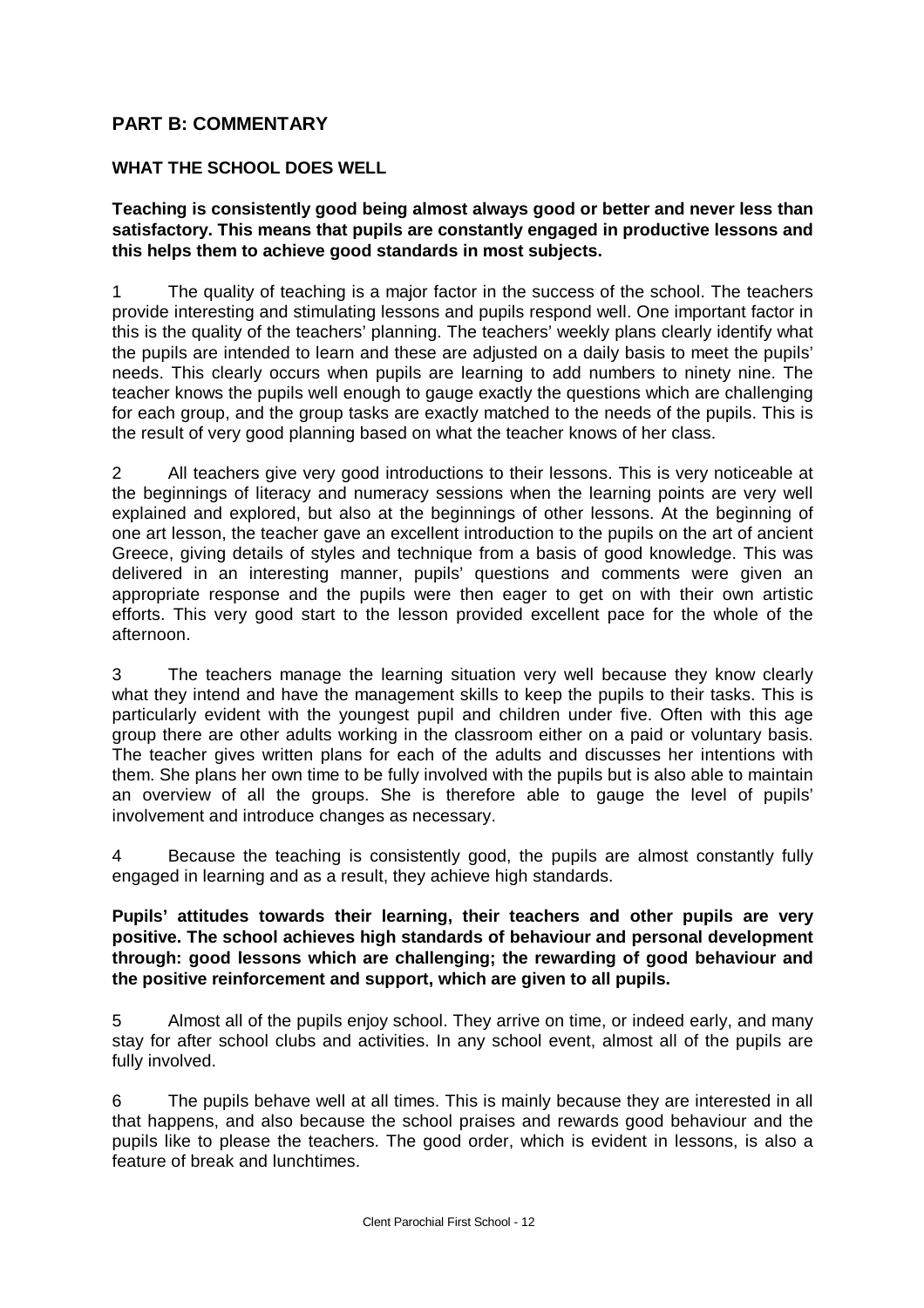## PART B: COMMENTARY

### WHAT THE SCHOOL DOES WELL

**Teaching is consistently good being almost always good or better and never less than satisfactory. This means that pupils are constantly engaged in productive lessons and this helps them to achieve good standards in most subjects.**

1 The quality of teaching is a major factor in the success of the school. The teachers provide interesting and stimulating lessons and pupils respond well. One important factor in this is the quality of the teachers' planning. The teachers' weekly plans clearly identify what the pupils are intended to learn and these are adjusted on a daily basis to meet the pupils' needs. This clearly occurs when pupils are learning to add numbers to ninety nine. The teacher knows the pupils well enough to gauge exactly the questions which are challenging for each group, and the group tasks are exactly matched to the needs of the pupils. This is the result of very good planning based on what the teacher knows of her class.

2 All teachers give very good introductions to their lessons. This is very noticeable at the beginnings of literacy and numeracy sessions when the learning points are very well explained and explored, but also at the beginnings of other lessons. At the beginning of one art lesson, the teacher gave an excellent introduction to the pupils on the art of ancient Greece, giving details of styles and technique from a basis of good knowledge. This was delivered in an interesting manner, pupils' questions and comments were given an appropriate response and the pupils were then eager to get on with their own artistic efforts. This very good start to the lesson provided excellent pace for the whole of the afternoon.

3 The teachers manage the learning situation very well because they know clearly what they intend and have the management skills to keep the pupils to their tasks. This is particularly evident with the youngest pupil and children under five. Often with this age group there are other adults working in the classroom either on a paid or voluntary basis. The teacher gives written plans for each of the adults and discusses her intentions with them. She plans her own time to be fully involved with the pupils but is also able to maintain an overview of all the groups. She is therefore able to gauge the level of pupils' involvement and introduce changes as necessary.

4 Because the teaching is consistently good, the pupils are almost constantly fully engaged in learning and as a result, they achieve high standards.

**Pupils' attitudes towards their learning, their teachers and other pupils are very positive. The school achieves high standards of behaviour and personal development through: good lessons which are challenging; the rewarding of good behaviour and the positive reinforcement and support, which are given to all pupils.**

5 Almost all of the pupils enjoy school. They arrive on time, or indeed early, and many stay for after school clubs and activities. In any school event, almost all of the pupils are fully involved.

6 The pupils behave well at all times. This is mainly because they are interested in all that happens, and also because the school praises and rewards good behaviour and the pupils like to please the teachers. The good order, which is evident in lessons, is also a feature of break and lunchtimes.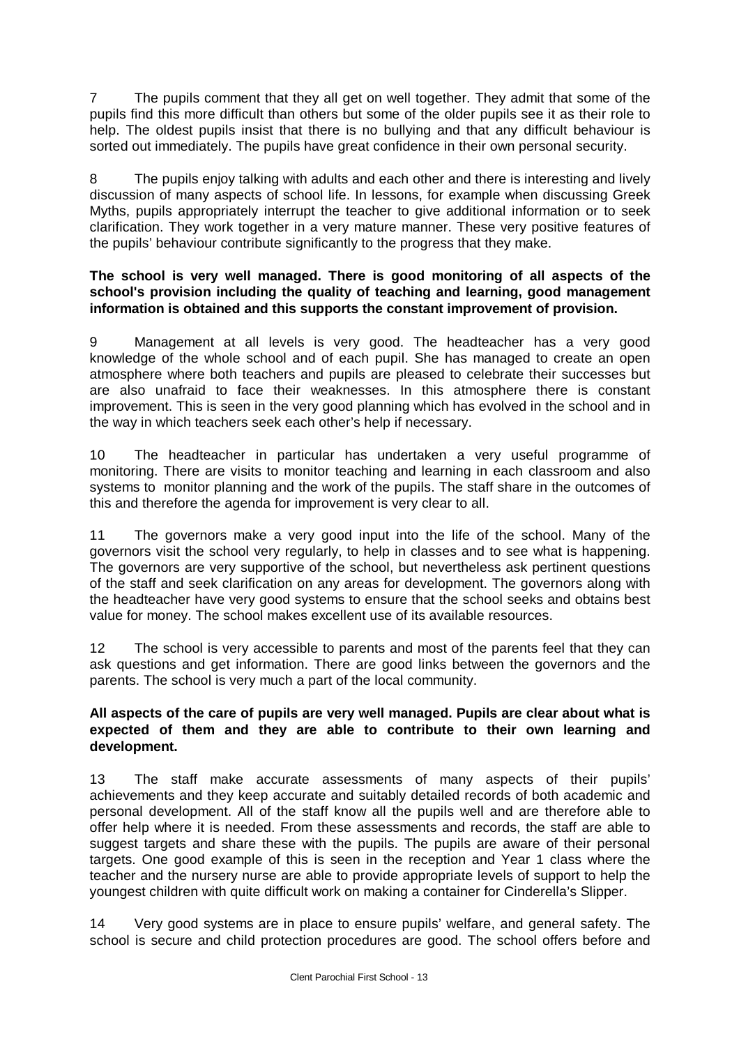7 The pupils comment that they all get on well together. They admit that some of the pupils find this more difficult than others but some of the older pupils see it as their role to help. The oldest pupils insist that there is no bullying and that any difficult behaviour is sorted out immediately. The pupils have great confidence in their own personal security.

8 The pupils enjoy talking with adults and each other and there is interesting and lively discussion of many aspects of school life. In lessons, for example when discussing Greek Myths, pupils appropriately interrupt the teacher to give additional information or to seek clarification. They work together in a very mature manner. These very positive features of the pupils' behaviour contribute significantly to the progress that they make.

**The school is very well managed. There is good monitoring of all aspects of the school's provision including the quality of teaching and learning, good management information is obtained and this supports the constant improvement of provision.**

9 Management at all levels is very good. The headteacher has a very good knowledge of the whole school and of each pupil. She has managed to create an open atmosphere where both teachers and pupils are pleased to celebrate their successes but are also unafraid to face their weaknesses. In this atmosphere there is constant improvement. This is seen in the very good planning which has evolved in the school and in the way in which teachers seek each other's help if necessary.

10 The headteacher in particular has undertaken a very useful programme of monitoring. There are visits to monitor teaching and learning in each classroom and also systems to monitor planning and the work of the pupils. The staff share in the outcomes of this and therefore the agenda for improvement is very clear to all.

11 The governors make a very good input into the life of the school. Many of the governors visit the school very regularly, to help in classes and to see what is happening. The governors are very supportive of the school, but nevertheless ask pertinent questions of the staff and seek clarification on any areas for development. The governors along with the headteacher have very good systems to ensure that the school seeks and obtains best value for money. The school makes excellent use of its available resources.

12 The school is very accessible to parents and most of the parents feel that they can ask questions and get information. There are good links between the governors and the parents. The school is very much a part of the local community.

**All aspects of the care of pupils are very well managed. Pupils are clear about what is expected of them and they are able to contribute to their own learning and development.**

13 The staff make accurate assessments of many aspects of their pupils' achievements and they keep accurate and suitably detailed records of both academic and personal development. All of the staff know all the pupils well and are therefore able to offer help where it is needed. From these assessments and records, the staff are able to suggest targets and share these with the pupils. The pupils are aware of their personal targets. One good example of this is seen in the reception and Year 1 class where the teacher and the nursery nurse are able to provide appropriate levels of support to help the youngest children with quite difficult work on making a container for Cinderella's Slipper.

14 Very good systems are in place to ensure pupils' welfare, and general safety. The school is secure and child protection procedures are good. The school offers before and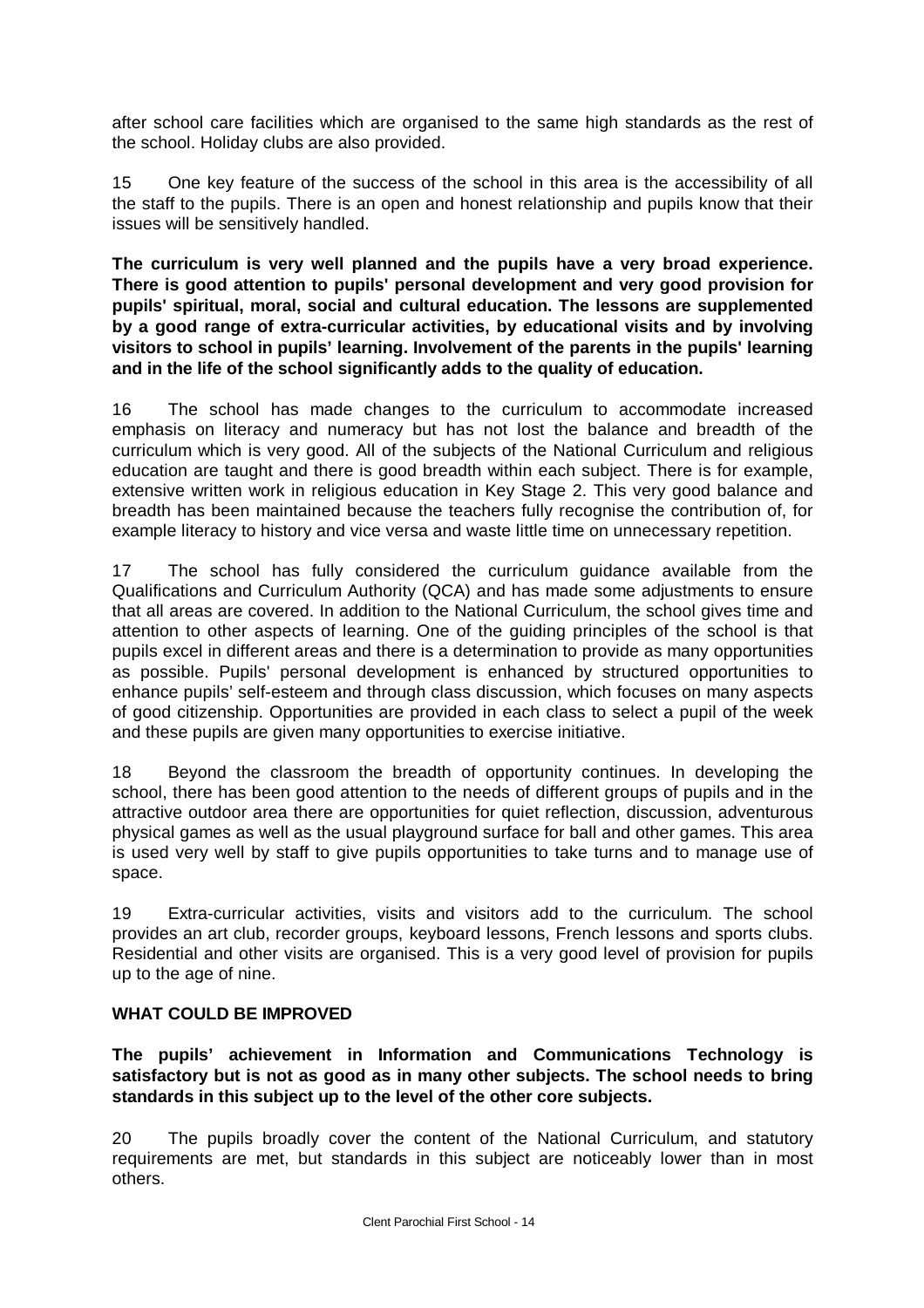after school care facilities which are organised to the same high standards as the rest of the school. Holiday clubs are also provided.

15 One key feature of the success of the school in this area is the accessibility of all the staff to the pupils. There is an open and honest relationship and pupils know that their issues will be sensitively handled.

**The curriculum is very well planned and the pupils have a very broad experience. There is good attention to pupils' personal development and very good provision for pupils' spiritual, moral, social and cultural education. The lessons are supplemented by a good range of extra-curricular activities, by educational visits and by involving visitors to school in pupils' learning. Involvement of the parents in the pupils' learning and in the life of the school significantly adds to the quality of education.**

16 The school has made changes to the curriculum to accommodate increased emphasis on literacy and numeracy but has not lost the balance and breadth of the curriculum which is very good. All of the subjects of the National Curriculum and religious education are taught and there is good breadth within each subject. There is for example, extensive written work in religious education in Key Stage 2. This very good balance and breadth has been maintained because the teachers fully recognise the contribution of, for example literacy to history and vice versa and waste little time on unnecessary repetition.

17 The school has fully considered the curriculum guidance available from the Qualifications and Curriculum Authority (QCA) and has made some adjustments to ensure that all areas are covered. In addition to the National Curriculum, the school gives time and attention to other aspects of learning. One of the guiding principles of the school is that pupils excel in different areas and there is a determination to provide as many opportunities as possible. Pupils' personal development is enhanced by structured opportunities to enhance pupils' self-esteem and through class discussion, which focuses on many aspects of good citizenship. Opportunities are provided in each class to select a pupil of the week and these pupils are given many opportunities to exercise initiative.

18 Beyond the classroom the breadth of opportunity continues. In developing the school, there has been good attention to the needs of different groups of pupils and in the attractive outdoor area there are opportunities for quiet reflection, discussion, adventurous physical games as well as the usual playground surface for ball and other games. This area is used very well by staff to give pupils opportunities to take turns and to manage use of space.

19 Extra-curricular activities, visits and visitors add to the curriculum. The school provides an art club, recorder groups, keyboard lessons, French lessons and sports clubs. Residential and other visits are organised. This is a very good level of provision for pupils up to the age of nine.

## WHAT COULD BE IMPROVED

**The pupils' achievement in Information and Communications Technology is satisfactory but is not as good as in many other subjects. The school needs to bring standards in this subject up to the level of the other core subjects.**

20 The pupils broadly cover the content of the National Curriculum, and statutory requirements are met, but standards in this subject are noticeably lower than in most others.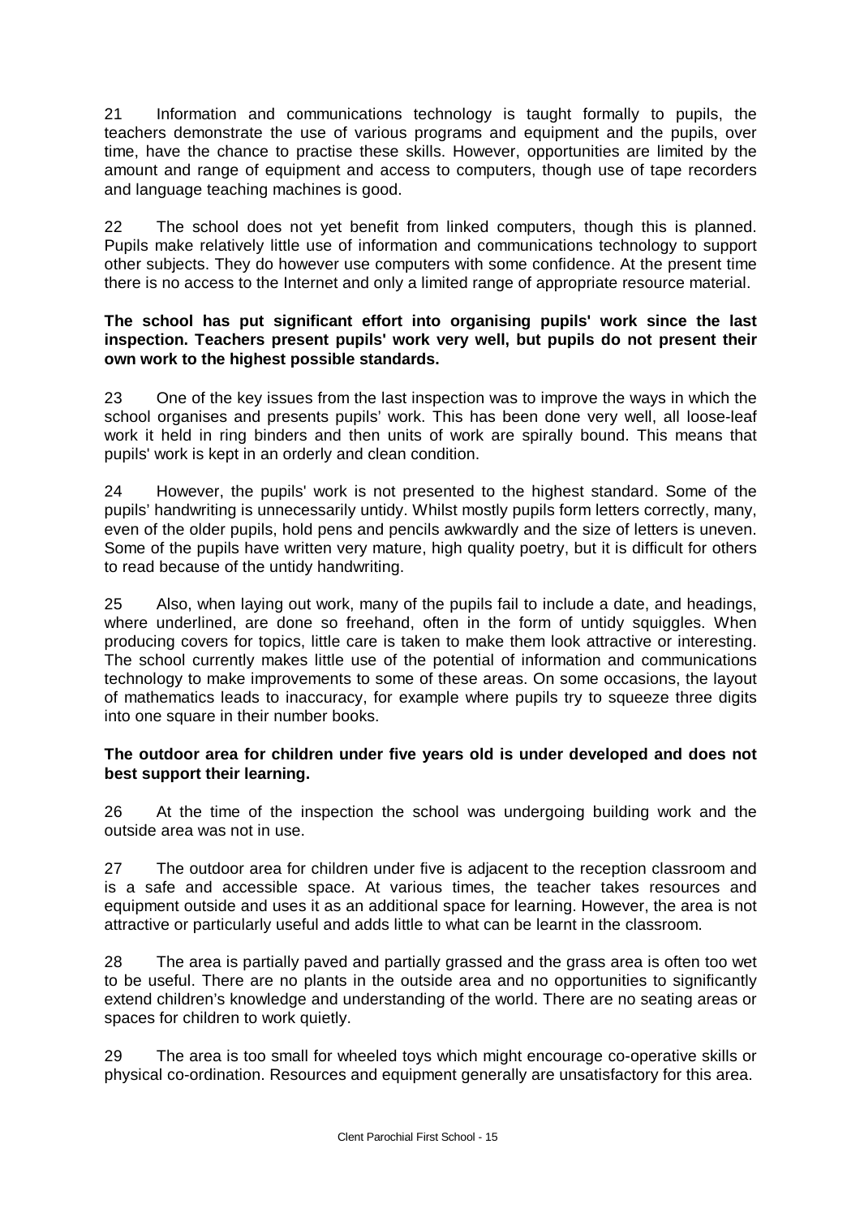21 Information and communications technology is taught formally to pupils, the teachers demonstrate the use of various programs and equipment and the pupils, over time, have the chance to practise these skills. However, opportunities are limited by the amount and range of equipment and access to computers, though use of tape recorders and language teaching machines is good.

22 The school does not yet benefit from linked computers, though this is planned. Pupils make relatively little use of information and communications technology to support other subjects. They do however use computers with some confidence. At the present time there is no access to the Internet and only a limited range of appropriate resource material.

**The school has put significant effort into organising pupils' work since the last inspection. Teachers present pupils' work very well, but pupils do not present their own work to the highest possible standards.**

23 One of the key issues from the last inspection was to improve the ways in which the school organises and presents pupils' work. This has been done very well, all loose-leaf work it held in ring binders and then units of work are spirally bound. This means that pupils' work is kept in an orderly and clean condition.

24 However, the pupils' work is not presented to the highest standard. Some of the pupils' handwriting is unnecessarily untidy. Whilst mostly pupils form letters correctly, many, even of the older pupils, hold pens and pencils awkwardly and the size of letters is uneven. Some of the pupils have written very mature, high quality poetry, but it is difficult for others to read because of the untidy handwriting.

25 Also, when laying out work, many of the pupils fail to include a date, and headings, where underlined, are done so freehand, often in the form of untidy squiggles. When producing covers for topics, little care is taken to make them look attractive or interesting. The school currently makes little use of the potential of information and communications technology to make improvements to some of these areas. On some occasions, the layout of mathematics leads to inaccuracy, for example where pupils try to squeeze three digits into one square in their number books.

**The outdoor area for children under five years old is under developed and does not best support their learning.**

26 At the time of the inspection the school was undergoing building work and the outside area was not in use.

27 The outdoor area for children under five is adjacent to the reception classroom and is a safe and accessible space. At various times, the teacher takes resources and equipment outside and uses it as an additional space for learning. However, the area is not attractive or particularly useful and adds little to what can be learnt in the classroom.

28 The area is partially paved and partially grassed and the grass area is often too wet to be useful. There are no plants in the outside area and no opportunities to significantly extend children's knowledge and understanding of the world. There are no seating areas or spaces for children to work quietly.

29 The area is too small for wheeled toys which might encourage co-operative skills or physical co-ordination. Resources and equipment generally are unsatisfactory for this area.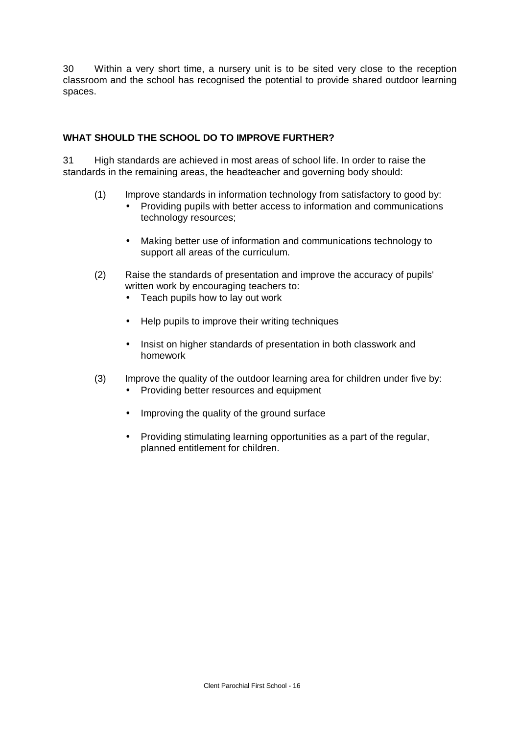30 Within a very short time, a nursery unit is to be sited very close to the reception classroom and the school has recognised the potential to provide shared outdoor learning spaces.

## WHAT SHOULD THE SCHOOL DO TO IMPROVE FURTHER?

31 High standards are achieved in most areas of school life. In order to raise the standards in the remaining areas, the headteacher and governing body should:

(1) Improve standards in information technology from satisfactory to good by:

- Providing pupils with better access to information and communications technology resources;
- Making better use of information and communications technology to support all areas of the curriculum.

(2) Raise the standards of presentation and improve the accuracy of pupils' written work by encouraging teachers to:

- Teach pupils how to lay out work
- Help pupils to improve their writing techniques
- Insist on higher standards of presentation in both classwork and homework

(3) Improve the quality of the outdoor learning area for children under five by:

- Providing better resources and equipment
- Improving the quality of the ground surface
- Providing stimulating learning opportunities as a part of the regular, planned entitlement for children.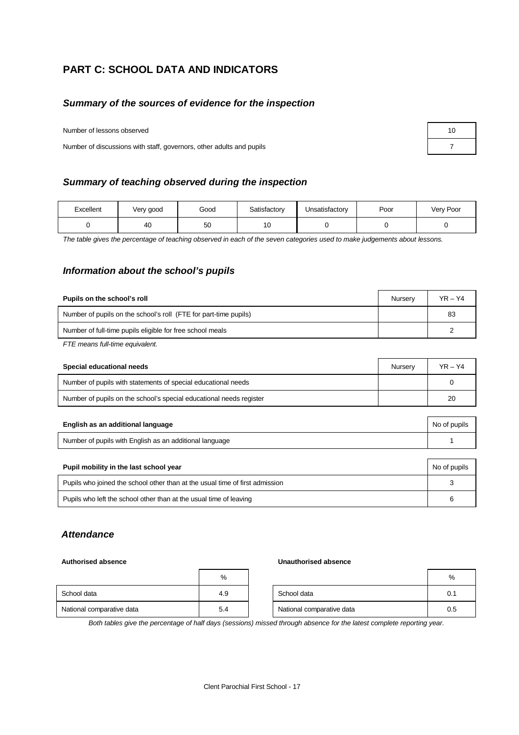## PART C: SCHOOL DATA AND INDICATORS

### *Summary of the sources of evidence for the inspection*

| | |
|---|---|
| Number of lessons observed | 10 |
| Number of discussions with staff, governors, other adults and pupils | 7 |

### *Summary of teaching observed during the inspection*

| Excellent | Very good | Good | Satisfactory | Unsatisfactory | Poor | Very Poor |
|---|---|---|---|---|---|---|
| 0 | 40 | 50 | 10 | 0 | 0 | 0 |

*The table gives the percentage of teaching observed in each of the seven categories used to make judgements about lessons.*

### *Information about the school's pupils*

| **Pupils on the school's roll** | Nursery | YR – Y4 |
|---|---|---|
| Number of pupils on the school's roll (FTE for part-time pupils) | | 83 |
| Number of full-time pupils eligible for free school meals | | 2 |

*FTE means full-time equivalent.*

| **Special educational needs** | Nursery | YR – Y4 |
|---|---|---|
| Number of pupils with statements of special educational needs | | 0 |
| Number of pupils on the school's special educational needs register | | 20 |

| **English as an additional language** | No of pupils |
|---|---|
| Number of pupils with English as an additional language | 1 |

| **Pupil mobility in the last school year** | No of pupils |
|---|---|
| Pupils who joined the school other than at the usual time of first admission | 3 |
| Pupils who left the school other than at the usual time of leaving | 6 |

### *Attendance*

**Authorised absence**

| | % |
|---|---|
| School data | 4.9 |
| National comparative data | 5.4 |

**Unauthorised absence**

| | % |
|---|---|
| School data | 0.1 |
| National comparative data | 0.5 |

*Both tables give the percentage of half days (sessions) missed through absence for the latest complete reporting year.*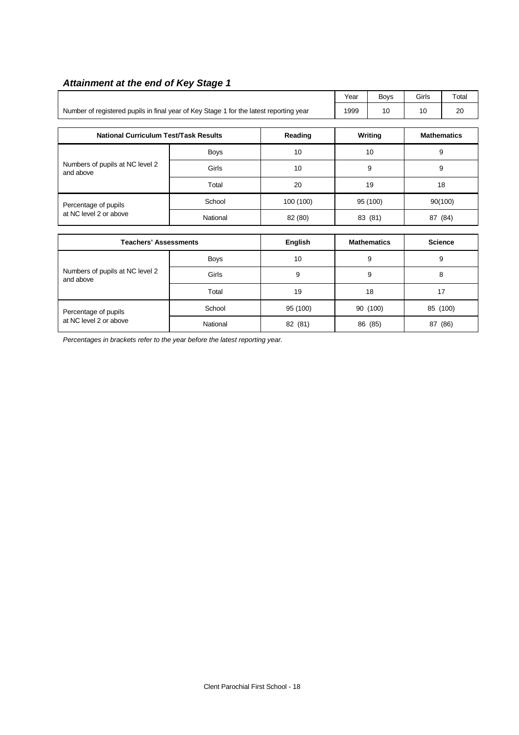### *Attainment at the end of Key Stage 1*

| | Year | Boys | Girls | Total |
|---|---|---|---|---|
| Number of registered pupils in final year of Key Stage 1 for the latest reporting year | 1999 | 10 | 10 | 20 |

| National Curriculum Test/Task Results | | Reading | Writing | Mathematics |
|---|---|---|---|---|
| Numbers of pupils at NC level 2 and above | Boys | 10 | 10 | 9 |
| | Girls | 10 | 9 | 9 |
| | Total | 20 | 19 | 18 |
| Percentage of pupils at NC level 2 or above | School | 100 (100) | 95 (100) | 90(100) |
| | National | 82 (80) | 83 (81) | 87 (84) |

| Teachers' Assessments | | English | Mathematics | Science |
|---|---|---|---|---|
| Numbers of pupils at NC level 2 and above | Boys | 10 | 9 | 9 |
| | Girls | 9 | 9 | 8 |
| | Total | 19 | 18 | 17 |
| Percentage of pupils at NC level 2 or above | School | 95 (100) | 90 (100) | 85 (100) |
| | National | 82 (81) | 86 (85) | 87 (86) |

*Percentages in brackets refer to the year before the latest reporting year.*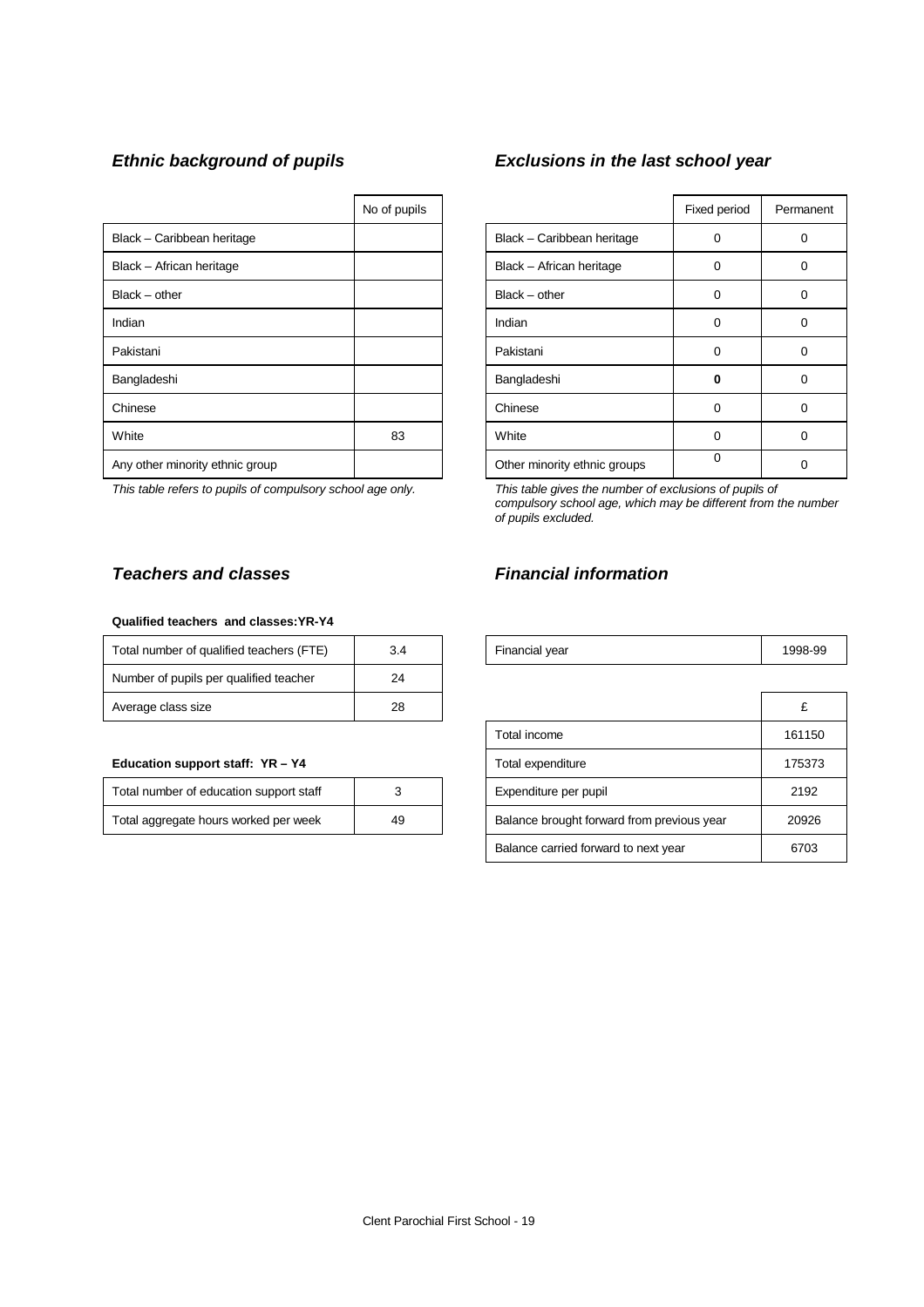### *Ethnic background of pupils*

| | No of pupils |
|---|---|
| Black – Caribbean heritage | |
| Black – African heritage | |
| Black – other | |
| Indian | |
| Pakistani | |
| Bangladeshi | |
| Chinese | |
| White | 83 |
| Any other minority ethnic group | |

*This table refers to pupils of compulsory school age only.*

### *Exclusions in the last school year*

| | Fixed period | Permanent |
|---|---|---|
| Black – Caribbean heritage | 0 | 0 |
| Black – African heritage | 0 | 0 |
| Black – other | 0 | 0 |
| Indian | 0 | 0 |
| Pakistani | 0 | 0 |
| Bangladeshi | **0** | 0 |
| Chinese | 0 | 0 |
| White | 0 | 0 |
| Other minority ethnic groups | 0 | 0 |

*This table gives the number of exclusions of pupils of compulsory school age, which may be different from the number of pupils excluded.*

### *Teachers and classes*

**Qualified teachers and classes:YR-Y4**

| | |
|---|---|
| Total number of qualified teachers (FTE) | 3.4 |
| Number of pupils per qualified teacher | 24 |
| Average class size | 28 |

**Education support staff: YR – Y4**

| | |
|---|---|
| Total number of education support staff | 3 |
| Total aggregate hours worked per week | 49 |

### *Financial information*

| | |
|---|---|
| Financial year | 1998-99 |

| | £ |
|---|---|
| Total income | 161150 |
| Total expenditure | 175373 |
| Expenditure per pupil | 2192 |
| Balance brought forward from previous year | 20926 |
| Balance carried forward to next year | 6703 |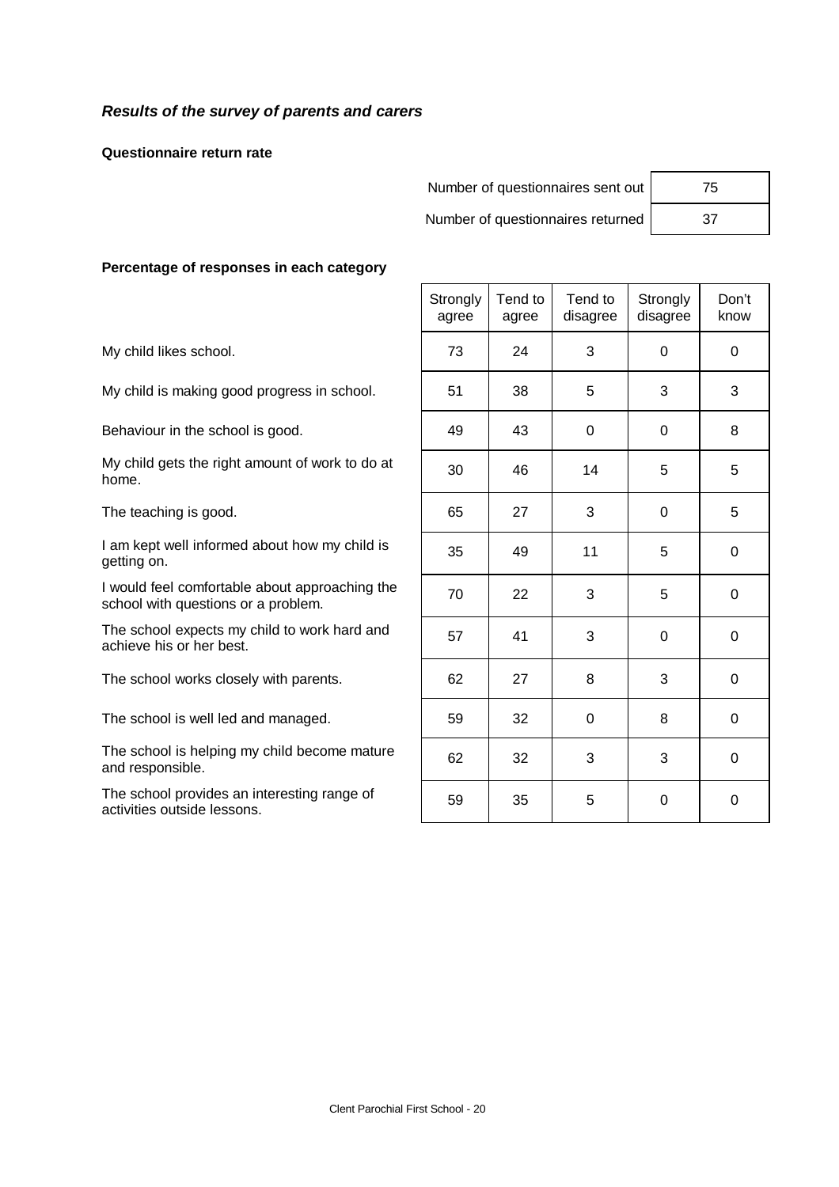***Results of the survey of parents and carers***

**Questionnaire return rate**

| | |
|---|---|
| Number of questionnaires sent out | 75 |
| Number of questionnaires returned | 37 |

**Percentage of responses in each category**

| | Strongly agree | Tend to agree | Tend to disagree | Strongly disagree | Don't know |
|---|---|---|---|---|---|
| My child likes school. | 73 | 24 | 3 | 0 | 0 |
| My child is making good progress in school. | 51 | 38 | 5 | 3 | 3 |
| Behaviour in the school is good. | 49 | 43 | 0 | 0 | 8 |
| My child gets the right amount of work to do at home. | 30 | 46 | 14 | 5 | 5 |
| The teaching is good. | 65 | 27 | 3 | 0 | 5 |
| I am kept well informed about how my child is getting on. | 35 | 49 | 11 | 5 | 0 |
| I would feel comfortable about approaching the school with questions or a problem. | 70 | 22 | 3 | 5 | 0 |
| The school expects my child to work hard and achieve his or her best. | 57 | 41 | 3 | 0 | 0 |
| The school works closely with parents. | 62 | 27 | 8 | 3 | 0 |
| The school is well led and managed. | 59 | 32 | 0 | 8 | 0 |
| The school is helping my child become mature and responsible. | 62 | 32 | 3 | 3 | 0 |
| The school provides an interesting range of activities outside lessons. | 59 | 35 | 5 | 0 | 0 |